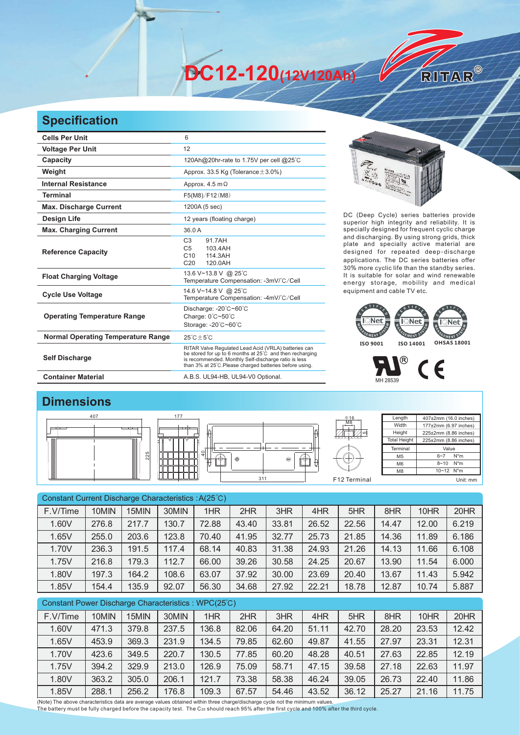# DC12-120(12V120Ah)

RITAR®

## Specification

| | |
|---|---|
| **Cells Per Unit** | 6 |
| **Voltage Per Unit** | 12 |
| **Capacity** | 120Ah@20hr-rate to 1.75V per cell @25°C |
| **Weight** | Approx. 33.5 Kg (Tolerance±3.0%) |
| **Internal Resistance** | Approx. 4.5 mΩ |
| **Terminal** | F5(M8)/F12(M8) |
| **Max. Discharge Current** | 1200A (5 sec) |
| **Design Life** | 12 years (floating charge) |
| **Max. Charging Current** | 36.0 A |
| **Reference Capacity** | C3 91.7AH<br>C5 103.4AH<br>C10 114.3AH<br>C20 120.0AH |
| **Float Charging Voltage** | 13.6 V~13.8 V @ 25°C<br>Temperature Compensation: -3mV/°C/Cell |
| **Cycle Use Voltage** | 14.6 V~14.8 V @ 25°C<br>Temperature Compensation: -4mV/°C/Cell |
| **Operating Temperature Range** | Discharge: -20°C~60°C<br>Charge: 0°C~50°C<br>Storage: -20°C~60°C |
| **Normal Operating Temperature Range** | 25°C±5°C |
| **Self Discharge** | RITAR Valve Regulated Lead Acid (VRLA) batteries can be stored for up to 6 months at 25°C and then recharging is recommended. Monthly Self-discharge ratio is less than 3% at 25°C.Please charged batteries before using. |
| **Container Material** | A.B.S. UL94-HB, UL94-V0 Optional. |

DC (Deep Cycle) series batteries provide superior high integrity and reliability. It is specially designed for frequent cyclic charge and discharging. By using strong grids, thick plate and specially active material are designed for repeated deep-discharge applications. The DC series batteries offer 30% more cyclic life than the standby series. It is suitable for solar and wind renewable energy storage, mobility and medical equipment and cable TV etc.

ISO 9001 ISO 14001 OHSAS 18001

MH 28539

## Dimensions

407 177 225 40 311 Φ16 M8 F12 Terminal

| Length | 407±2mm (16.0 inches) |
|---|---|
| Width | 177±2mm (6.97 inches) |
| Height | 225±2mm (8.86 inches) |
| Total Height | 225±2mm (8.86 inches) |

| Terminal | Value |
|---|---|
| M5 | 6~7 N*m |
| M6 | 8~10 N*m |
| M8 | 10~12 N*m |

Unit: mm

Constant Current Discharge Characteristics : A(25°C)

| F.V/Time | 10MIN | 15MIN | 30MIN | 1HR | 2HR | 3HR | 4HR | 5HR | 8HR | 10HR | 20HR |
|---|---|---|---|---|---|---|---|---|---|---|---|
| 1.60V | 276.8 | 217.7 | 130.7 | 72.88 | 43.40 | 33.81 | 26.52 | 22.56 | 14.47 | 12.00 | 6.219 |
| 1.65V | 255.0 | 203.6 | 123.8 | 70.40 | 41.95 | 32.77 | 25.73 | 21.85 | 14.36 | 11.89 | 6.186 |
| 1.70V | 236.3 | 191.5 | 117.4 | 68.14 | 40.83 | 31.38 | 24.93 | 21.26 | 14.13 | 11.66 | 6.108 |
| 1.75V | 216.8 | 179.3 | 112.7 | 66.00 | 39.26 | 30.58 | 24.25 | 20.67 | 13.90 | 11.54 | 6.000 |
| 1.80V | 197.3 | 164.2 | 108.6 | 63.07 | 37.92 | 30.00 | 23.69 | 20.40 | 13.67 | 11.43 | 5.942 |
| 1.85V | 154.4 | 135.9 | 92.07 | 56.30 | 34.68 | 27.92 | 22.21 | 18.78 | 12.87 | 10.74 | 5.887 |

Constant Power Discharge Characteristics : WPC(25°C)

| F.V/Time | 10MIN | 15MIN | 30MIN | 1HR | 2HR | 3HR | 4HR | 5HR | 8HR | 10HR | 20HR |
|---|---|---|---|---|---|---|---|---|---|---|---|
| 1.60V | 471.3 | 379.8 | 237.5 | 136.8 | 82.06 | 64.20 | 51.11 | 42.70 | 28.20 | 23.53 | 12.42 |
| 1.65V | 453.9 | 369.3 | 231.9 | 134.5 | 79.85 | 62.60 | 49.87 | 41.55 | 27.97 | 23.31 | 12.31 |
| 1.70V | 423.6 | 349.5 | 220.7 | 130.5 | 77.85 | 60.20 | 48.28 | 40.51 | 27.63 | 22.85 | 12.19 |
| 1.75V | 394.2 | 329.9 | 213.0 | 126.9 | 75.09 | 58.71 | 47.15 | 39.58 | 27.18 | 22.63 | 11.97 |
| 1.80V | 363.2 | 305.0 | 206.1 | 121.7 | 73.38 | 58.38 | 46.24 | 39.05 | 26.73 | 22.40 | 11.86 |
| 1.85V | 288.1 | 256.2 | 176.8 | 109.3 | 67.57 | 54.46 | 43.52 | 36.12 | 25.27 | 21.16 | 11.75 |

(Note) The above characteristics data are average values obtained within three charge/discharge cycle not the minimum values.
The battery must be fully charged before the capacity test. The $C_{20}$ should reach 95% after the first cycle and 100% after the third cycle.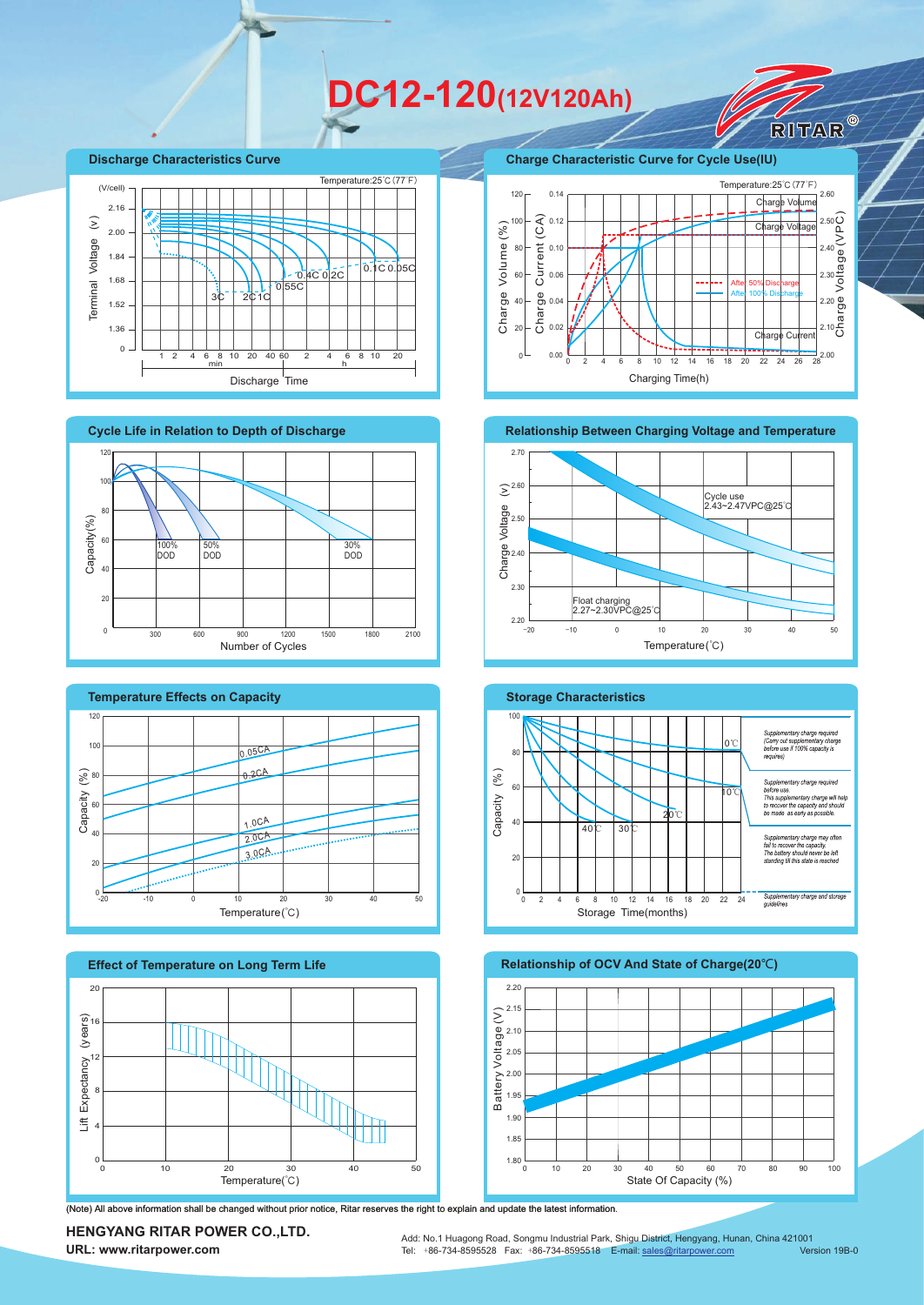# DC12-120(12V120Ah)

RITAR®

## Discharge Characteristics Curve

Temperature:25°C (77°F)

(V/cell)

Terminal Voltage (v)

2.16
2.00
1.84
1.68
1.52
1.36
0

3C 2C 1C 0.55C 0.4C 0.2C 0.1C 0.05C

1 2 4 6 8 10 20 40 60 2 4 6 8 10 20

min h

Discharge Time

## Charge Characteristic Curve for Cycle Use(IU)

Temperature:25°C (77°F)

Charge Volume (%)

Charge Current (CA)

Charge Voltage (VPC)

120 100 80 60 40 20 0

0.14 0.12 0.10 0.08 0.06 0.04 0.02 0.00

2.60 2.50 2.40 2.30 2.20 2.10 2.00

Charge Volume

Charge Voltage

After 50% Discharge

After 100% Discharge

Charge Current

0 2 4 6 8 10 12 14 16 18 20 22 24 26 28

Charging Time(h)

## Cycle Life in Relation to Depth of Discharge

Capacity(%)

120 100 80 60 40 20 0

100% DOD

50% DOD

30% DOD

300 600 900 1200 1500 1800 2100

Number of Cycles

## Relationship Between Charging Voltage and Temperature

Charge Voltage (v)

2.70 2.60 2.50 2.40 2.30 2.20

Cycle use
2.43~2.47VPC@25°C

Float charging
2.27~2.30VPC@25°C

−20 −10 0 10 20 30 40 50

Temperature(°C)

## Temperature Effects on Capacity

Capacity (%)

120 100 80 60 40 20 0

0.05CA

0.2CA

1.0CA

2.0CA

3.0CA

-20 -10 0 10 20 30 40 50

Temperature(°C)

## Storage Characteristics

Capacity (%)

100 80 60 40 20 0

0°C

10°C

20°C

40°C

30°C

*Supplementary charge required (Carry out supplementary charge before use if 100% capacity is requires)*

*Supplementary charge required before use. This supplementary charge will help to recover the capacity and should be made as early as possible.*

*Supplementary charge may often fail to recover the capacity. The battery should never be left standing till this state is reached*

*Supplementary charge and storage guidelines*

0 2 4 6 8 10 12 14 16 18 20 22 24

Storage Time(months)

## Effect of Temperature on Long Term Life

Lift Expectancy (years)

20 16 12 8 4 0

0 10 20 30 40 50

Temperature(°C)

## Relationship of OCV And State of Charge(20°C)

Battery Voltage (V)

2.20 2.15 2.10 2.05 2.00 1.95 1.90 1.85 1.80

0 10 20 30 40 50 60 70 80 90 100

State Of Capacity (%)

(Note) All above information shall be changed without prior notice, Ritar reserves the right to explain and update the latest information.

**HENGYANG RITAR POWER CO.,LTD.**

**URL: www.ritarpower.com**

Add: No.1 Huagong Road, Songmu Industrial Park, Shigu District, Hengyang, Hunan, China 421001

Tel: +86-734-8595528 Fax: +86-734-8595518 E-mail: sales@ritarpower.com

Version 19B-0